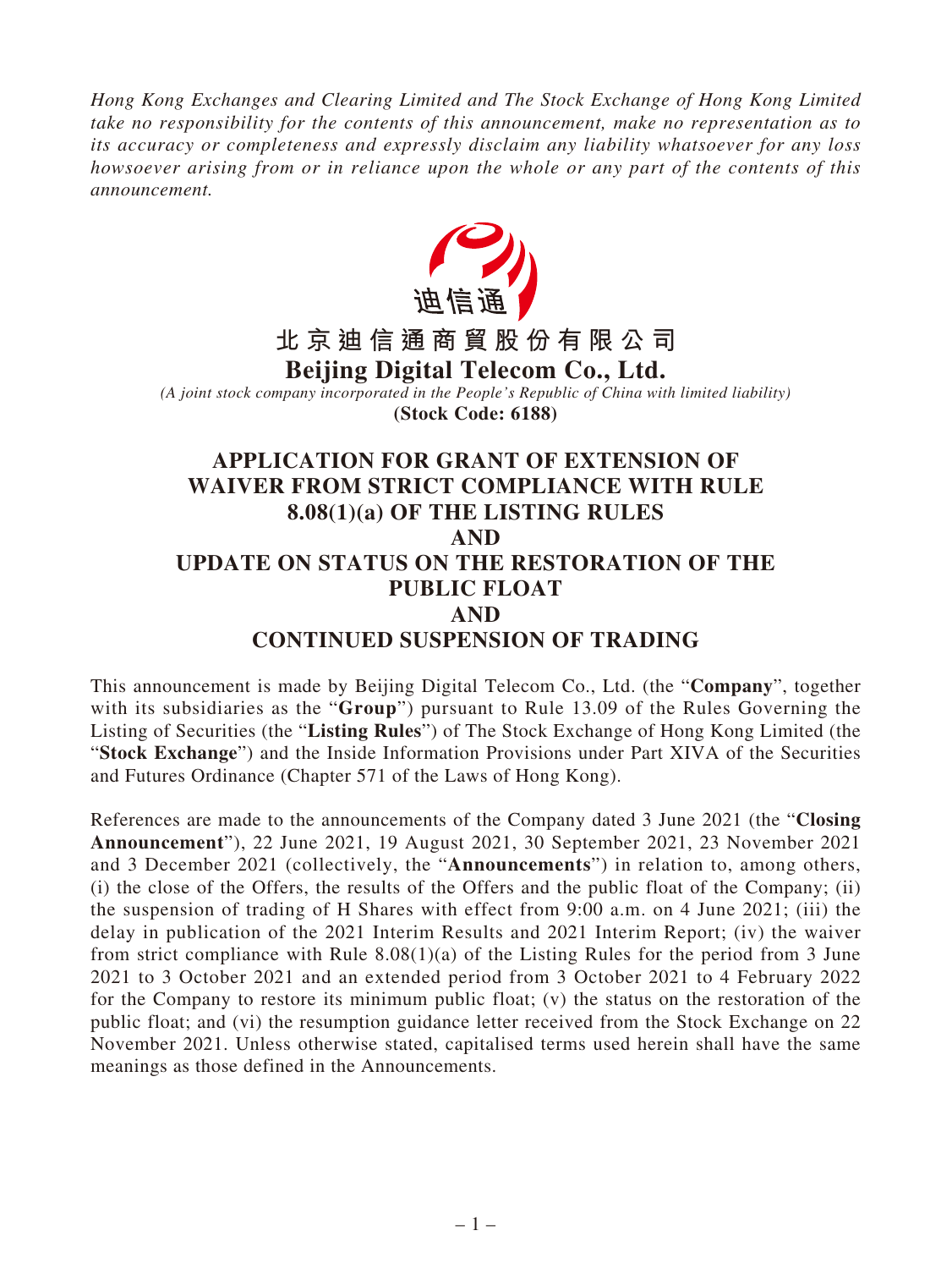*Hong Kong Exchanges and Clearing Limited and The Stock Exchange of Hong Kong Limited take no responsibility for the contents of this announcement, make no representation as to its accuracy or completeness and expressly disclaim any liability whatsoever for any loss howsoever arising from or in reliance upon the whole or any part of the contents of this announcement.*

迪信通

# 北京迪信通商貿股份有限公司
# Beijing Digital Telecom Co., Ltd.

*(A joint stock company incorporated in the People's Republic of China with limited liability)*

**(Stock Code: 6188)**

# APPLICATION FOR GRANT OF EXTENSION OF WAIVER FROM STRICT COMPLIANCE WITH RULE 8.08(1)(a) OF THE LISTING RULES AND UPDATE ON STATUS ON THE RESTORATION OF THE PUBLIC FLOAT AND CONTINUED SUSPENSION OF TRADING

This announcement is made by Beijing Digital Telecom Co., Ltd. (the "**Company**", together with its subsidiaries as the "**Group**") pursuant to Rule 13.09 of the Rules Governing the Listing of Securities (the "**Listing Rules**") of The Stock Exchange of Hong Kong Limited (the "**Stock Exchange**") and the Inside Information Provisions under Part XIVA of the Securities and Futures Ordinance (Chapter 571 of the Laws of Hong Kong).

References are made to the announcements of the Company dated 3 June 2021 (the "**Closing Announcement**"), 22 June 2021, 19 August 2021, 30 September 2021, 23 November 2021 and 3 December 2021 (collectively, the "**Announcements**") in relation to, among others, (i) the close of the Offers, the results of the Offers and the public float of the Company; (ii) the suspension of trading of H Shares with effect from 9:00 a.m. on 4 June 2021; (iii) the delay in publication of the 2021 Interim Results and 2021 Interim Report; (iv) the waiver from strict compliance with Rule 8.08(1)(a) of the Listing Rules for the period from 3 June 2021 to 3 October 2021 and an extended period from 3 October 2021 to 4 February 2022 for the Company to restore its minimum public float; (v) the status on the restoration of the public float; and (vi) the resumption guidance letter received from the Stock Exchange on 22 November 2021. Unless otherwise stated, capitalised terms used herein shall have the same meanings as those defined in the Announcements.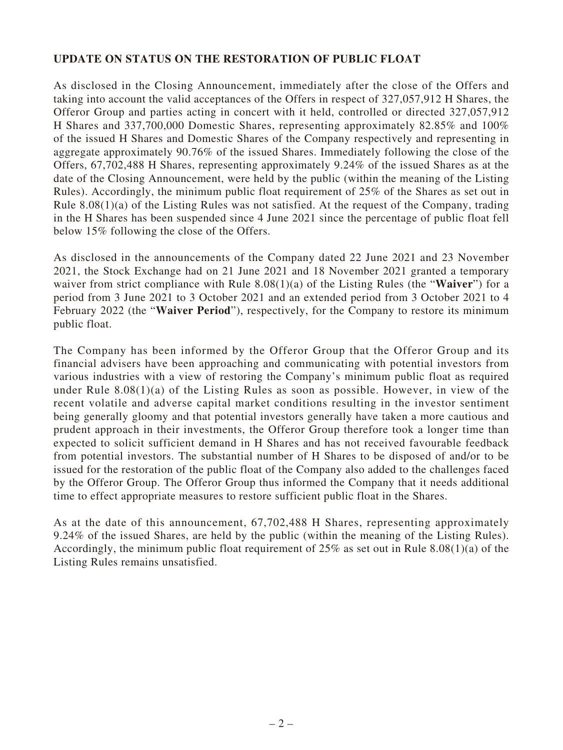## UPDATE ON STATUS ON THE RESTORATION OF PUBLIC FLOAT

As disclosed in the Closing Announcement, immediately after the close of the Offers and taking into account the valid acceptances of the Offers in respect of 327,057,912 H Shares, the Offeror Group and parties acting in concert with it held, controlled or directed 327,057,912 H Shares and 337,700,000 Domestic Shares, representing approximately 82.85% and 100% of the issued H Shares and Domestic Shares of the Company respectively and representing in aggregate approximately 90.76% of the issued Shares. Immediately following the close of the Offers, 67,702,488 H Shares, representing approximately 9.24% of the issued Shares as at the date of the Closing Announcement, were held by the public (within the meaning of the Listing Rules). Accordingly, the minimum public float requirement of 25% of the Shares as set out in Rule 8.08(1)(a) of the Listing Rules was not satisfied. At the request of the Company, trading in the H Shares has been suspended since 4 June 2021 since the percentage of public float fell below 15% following the close of the Offers.

As disclosed in the announcements of the Company dated 22 June 2021 and 23 November 2021, the Stock Exchange had on 21 June 2021 and 18 November 2021 granted a temporary waiver from strict compliance with Rule 8.08(1)(a) of the Listing Rules (the "**Waiver**") for a period from 3 June 2021 to 3 October 2021 and an extended period from 3 October 2021 to 4 February 2022 (the "**Waiver Period**"), respectively, for the Company to restore its minimum public float.

The Company has been informed by the Offeror Group that the Offeror Group and its financial advisers have been approaching and communicating with potential investors from various industries with a view of restoring the Company's minimum public float as required under Rule 8.08(1)(a) of the Listing Rules as soon as possible. However, in view of the recent volatile and adverse capital market conditions resulting in the investor sentiment being generally gloomy and that potential investors generally have taken a more cautious and prudent approach in their investments, the Offeror Group therefore took a longer time than expected to solicit sufficient demand in H Shares and has not received favourable feedback from potential investors. The substantial number of H Shares to be disposed of and/or to be issued for the restoration of the public float of the Company also added to the challenges faced by the Offeror Group. The Offeror Group thus informed the Company that it needs additional time to effect appropriate measures to restore sufficient public float in the Shares.

As at the date of this announcement, 67,702,488 H Shares, representing approximately 9.24% of the issued Shares, are held by the public (within the meaning of the Listing Rules). Accordingly, the minimum public float requirement of 25% as set out in Rule 8.08(1)(a) of the Listing Rules remains unsatisfied.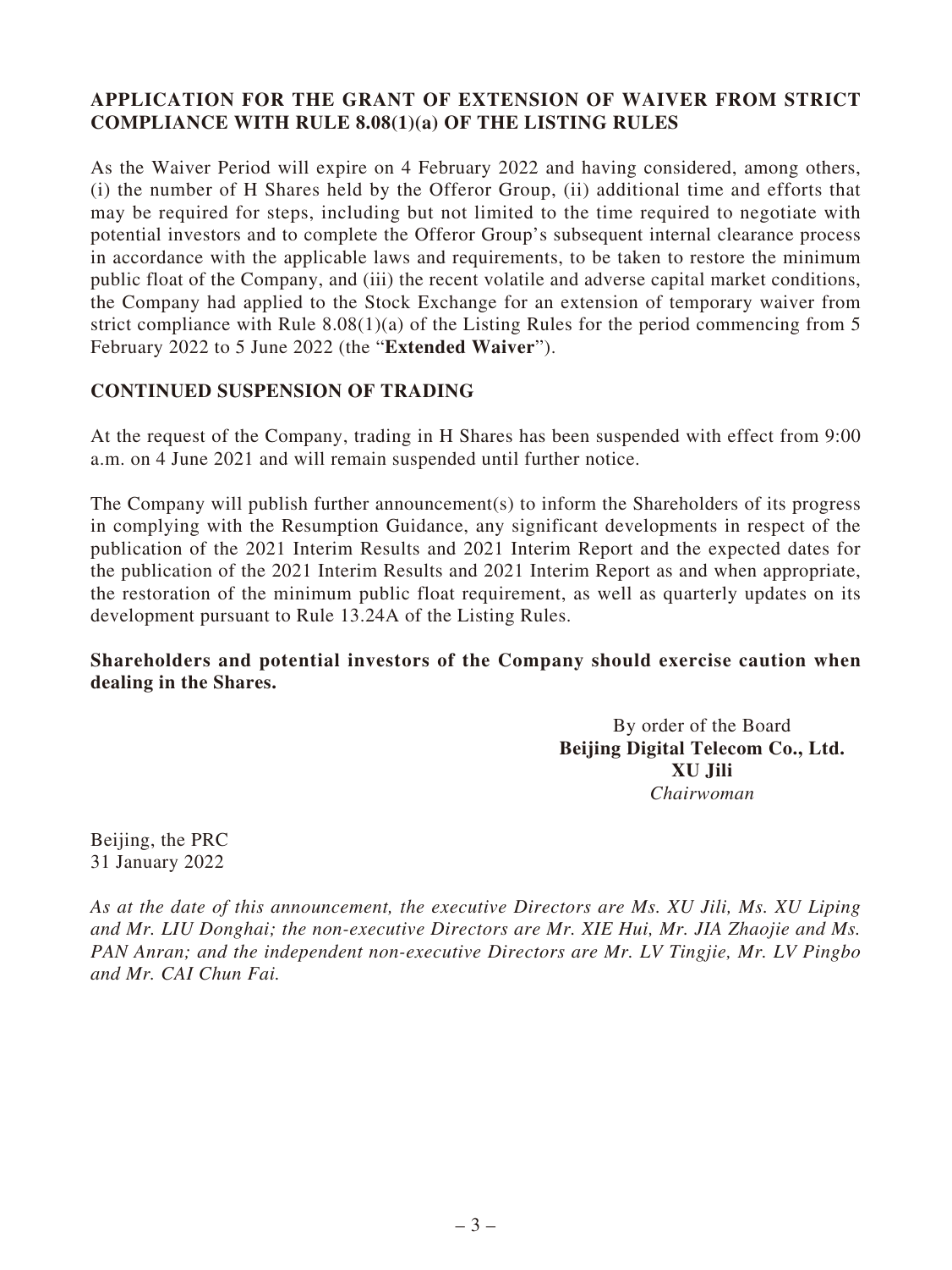## APPLICATION FOR THE GRANT OF EXTENSION OF WAIVER FROM STRICT COMPLIANCE WITH RULE 8.08(1)(a) OF THE LISTING RULES

As the Waiver Period will expire on 4 February 2022 and having considered, among others, (i) the number of H Shares held by the Offeror Group, (ii) additional time and efforts that may be required for steps, including but not limited to the time required to negotiate with potential investors and to complete the Offeror Group's subsequent internal clearance process in accordance with the applicable laws and requirements, to be taken to restore the minimum public float of the Company, and (iii) the recent volatile and adverse capital market conditions, the Company had applied to the Stock Exchange for an extension of temporary waiver from strict compliance with Rule 8.08(1)(a) of the Listing Rules for the period commencing from 5 February 2022 to 5 June 2022 (the "**Extended Waiver**").

## CONTINUED SUSPENSION OF TRADING

At the request of the Company, trading in H Shares has been suspended with effect from 9:00 a.m. on 4 June 2021 and will remain suspended until further notice.

The Company will publish further announcement(s) to inform the Shareholders of its progress in complying with the Resumption Guidance, any significant developments in respect of the publication of the 2021 Interim Results and 2021 Interim Report and the expected dates for the publication of the 2021 Interim Results and 2021 Interim Report as and when appropriate, the restoration of the minimum public float requirement, as well as quarterly updates on its development pursuant to Rule 13.24A of the Listing Rules.

**Shareholders and potential investors of the Company should exercise caution when dealing in the Shares.**

By order of the Board
**Beijing Digital Telecom Co., Ltd.**
**XU Jili**
*Chairwoman*

Beijing, the PRC
31 January 2022

*As at the date of this announcement, the executive Directors are Ms. XU Jili, Ms. XU Liping and Mr. LIU Donghai; the non-executive Directors are Mr. XIE Hui, Mr. JIA Zhaojie and Ms. PAN Anran; and the independent non-executive Directors are Mr. LV Tingjie, Mr. LV Pingbo and Mr. CAI Chun Fai.*